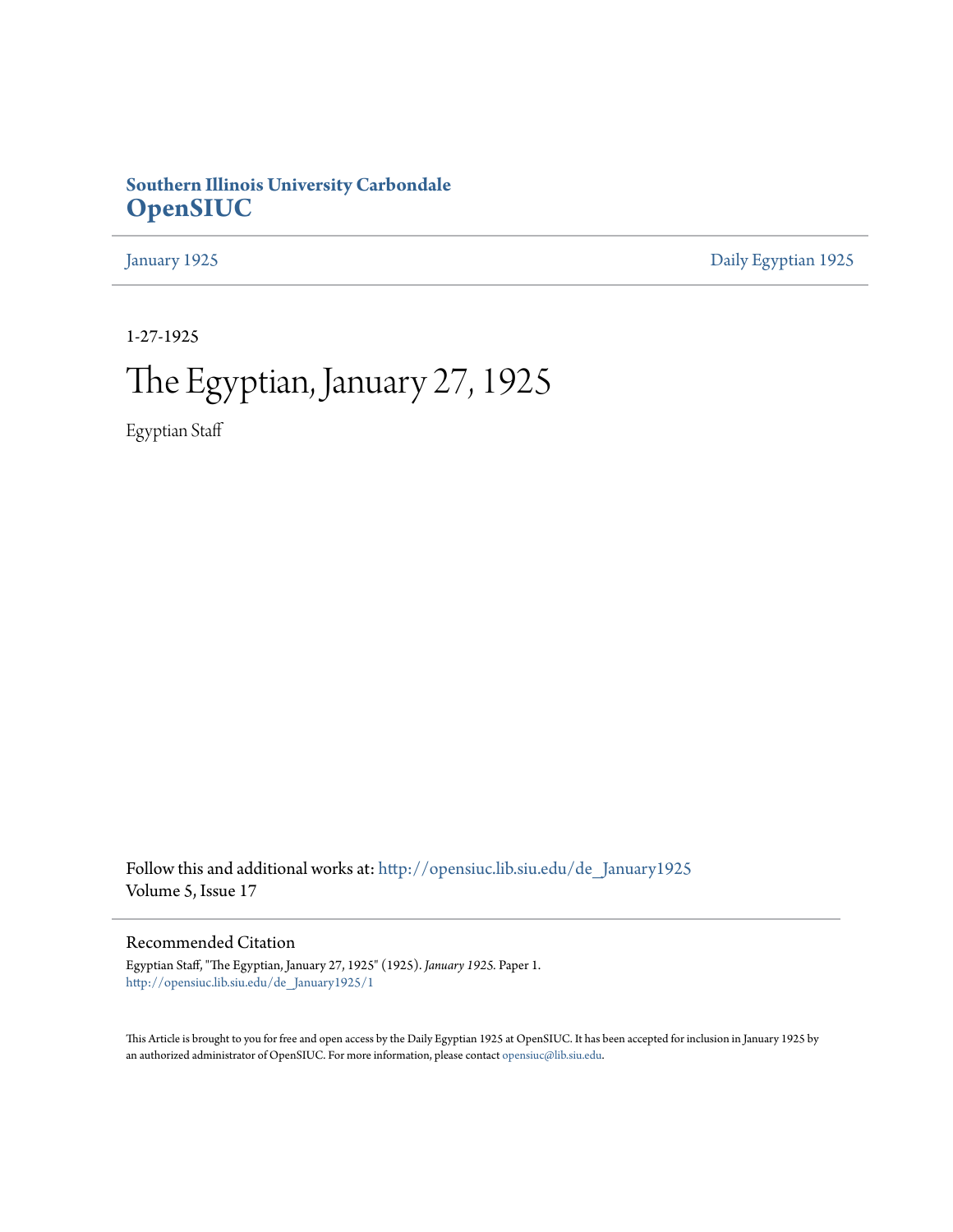**Southern Illinois University Carbondale**
**OpenSIUC**

January 1925 | Daily Egyptian 1925

1-27-1925

# The Egyptian, January 27, 1925

Egyptian Staff

Follow this and additional works at: http://opensiuc.lib.siu.edu/de_January1925
Volume 5, Issue 17

## Recommended Citation

Egyptian Staff, "The Egyptian, January 27, 1925" (1925). *January 1925.* Paper 1.
http://opensiuc.lib.siu.edu/de_January1925/1

This Article is brought to you for free and open access by the Daily Egyptian 1925 at OpenSIUC. It has been accepted for inclusion in January 1925 by an authorized administrator of OpenSIUC. For more information, please contact opensiuc@lib.siu.edu.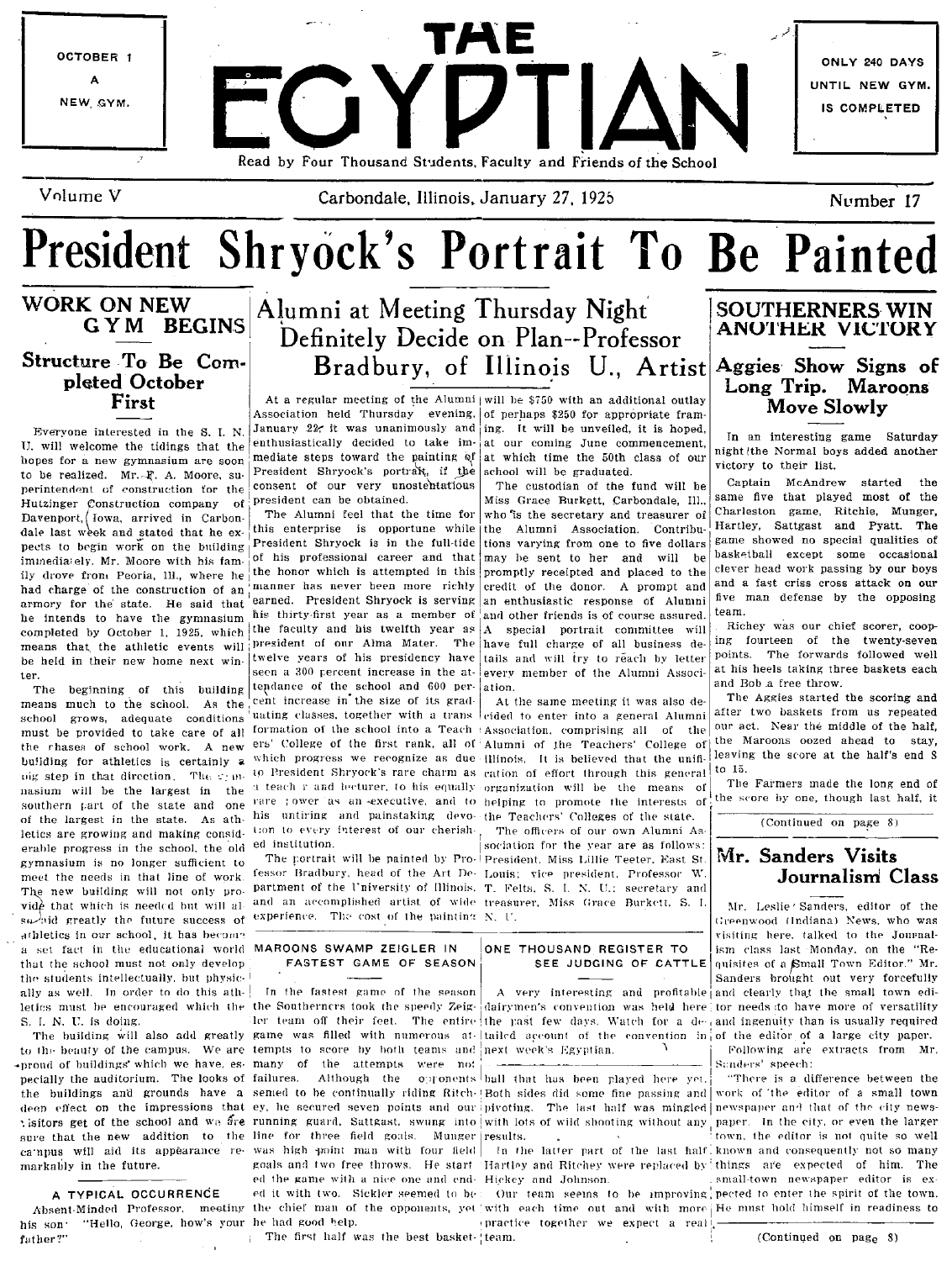OCTOBER 1 A NEW GYM.

# THE EGYPTIAN

Read by Four Thousand Students, Faculty and Friends of the School

ONLY 240 DAYS UNTIL NEW GYM. IS COMPLETED

Volume V — Carbondale, Illinois, January 27, 1925 — Number 17

# President Shryock's Portrait To Be Painted

## WORK ON NEW GYM BEGINS

### Structure To Be Completed October First

Everyone interested in the S. I. N. U. will welcome the tidings that the hopes for a new gymnasium are soon to be realized. Mr. F. A. Moore, superintendent of construction for the Hutzinger Construction company of Davenport, Iowa, arrived in Carbondale last week and stated that he expects to begin work on the building immediately. Mr. Moore with his family drove from Peoria, Ill., where he had charge of the construction of an armory for the state. He said that he intends to have the gymnasium completed by October 1, 1925, which means that the athletic events will be held in their new home next winter.

The beginning of this building means much to the school. As the school grows, adequate conditions must be provided to take care of all the phases of school work. A new building for athletics is certainly a big step in that direction. The gymnasium will be the largest in the southern part of the state and one of the largest in the state. As athletics are growing and making considerable progress in the school, the old gymnasium is no longer sufficient to meet the needs in that line of work. The new building will not only provide that which is needed but will also add greatly the future success of athletics in our school. It has become a set fact in the educational world that the school must not only develop the students intellectually, but physically as well. In order to do this athletics must be encouraged which the S. I. N. U. is doing.

The building will also add greatly to the beauty of the campus. We are proud of buildings which we have, especially the auditorium. The looks of the buildings and grounds have a deep effect on the impressions that visitors get of the school and we are sure that the new addition to the campus will aid its appearance remarkably in the future.

### A TYPICAL OCCURRENCE

Absent-Minded Professor, meeting his son: "Hello, George, how's your father?"

## Alumni at Meeting Thursday Night Definitely Decide on Plan--Professor Bradbury, of Illinois U., Artist

At a regular meeting of the Alumni Association held Thursday evening, January 22, it was unanimously and enthusiastically decided to take immediate steps toward the painting of President Shryock's portrait, if the consent of our very unostentatious president can be obtained.

The Alumni feel that the time for this enterprise is opportune while President Shryock is in the full-tide of his professional career and that the honor which is attempted in this manner has never been more richly earned. President Shryock is serving his thirty-first year as a member of the faculty and his twelfth year as president of our Alma Mater. The twelve years of his presidency have seen a 300 percent increase in the attendance of the school and 600 percent increase in the size of its graduating classes, together with a transformation of the school into a Teachers' College of the first rank, all of which progress we recognize as due to President Shryock's rare charm as a teacher and lecturer, to his equally rare power as an executive, and to his untiring and painstaking devotion to every interest of our cherished institution.

The portrait will be painted by Professor Bradbury, head of the Art Department of the University of Illinois, and an accomplished artist of wide experience. The cost of the painting will be $750 with an additional outlay of perhaps $250 for appropriate framing. It will be unveiled, it is hoped, at our coming June commencement, at which time the 50th class of our school will be graduated.

The custodian of the fund will be Miss Grace Burkett, Carbondale, Ill., who is the secretary and treasurer of the Alumni Association. Contributions varying from one to five dollars may be sent to her and will be promptly receipted and placed to the credit of the donor. A prompt and an enthusiastic response of Alumni and other friends is of course assured. A special portrait committee will have full charge of all business details and will try to reach by letter every member of the Alumni Association.

At the same meeting it was also decided to enter into a general Alumni Association, comprising all of the Alumni of the Teachers' College of Illinois. It is believed that the unification of effort through this general organization will be the means of helping to promote the interests of the Teachers' Colleges of the state.

The officers of our own Alumni Association for the year are as follows: President, Miss Lillie Teeter, East St. Louis; vice president, Professor W. T. Felts, S. I. N. U.; secretary and treasurer, Miss Grace Burkett, S. I. N. U.

### MAROONS SWAMP ZEIGLER IN FASTEST GAME OF SEASON

In the fastest game of the season the Southerners took the speedy Zeigler team off their feet. The entire game was filled with numerous attempts to score by both teams and many of the attempts were not failures. Although the opponents seemed to be continually riding Ritchey, he secured seven points and our running guard, Sattgast, swung into line for three field goals. Munger was high point man with four field goals and two free throws. He started the game with a nice one and ended it with two. Sickler seemed to be the chief man of the opponents, yet he had good help.

The first half was the best basketball that has been played here yet. Both sides did some fine passing and pivoting. The last half was mingled with lots of wild shooting without any results.

In the latter part of the last half Hartley and Ritchey were replaced by Hickey and Johnson.

Our team seems to be improving with each time out and with more practice together we expect a real team.

### ONE THOUSAND REGISTER TO SEE JUDGING OF CATTLE

A very interesting and profitable dairymen's convention was held here the past few days. Watch for a detailed account of the convention in next week's Egyptian.

## SOUTHERNERS WIN ANOTHER VICTORY

### Aggies Show Signs of Long Trip. Maroons Move Slowly

In an interesting game Saturday night the Normal boys added another victory to their list.

Captain McAndrew started the same five that played most of the Charleston game, Ritchie, Munger, Hartley, Sattgast and Pyatt. The game showed no special qualities of basketball except some occasional clever head work passing by our boys and a fast criss cross attack on our five man defense by the opposing team.

Richey was our chief scorer, cooping fourteen of the twenty-seven points. The forwards followed well at his heels taking three baskets each and Bob a free throw.

The Aggies started the scoring and after two baskets from us repeated our act. Near the middle of the half, the Maroons oozed ahead to stay, leaving the score at the half's end 8 to 15.

The Farmers made the long end of the score by one, though last half, it

(Continued on page 8)

## Mr. Sanders Visits Journalism Class

Mr. Leslie Sanders, editor of the Greenwood (Indiana) News, who was visiting here, talked to the Journalism class last Monday, on the "Requisites of a Small Town Editor." Mr. Sanders brought out very forcefully and clearly that the small town editor needs to have more of versatility and ingenuity than is usually required of the editor of a large city paper.

Following are extracts from Mr. Sanders' speech:

"There is a difference between the work of the editor of a small town newspaper and that of the city newspaper. In the city, or even the larger town, the editor is not quite so well known and consequently not so many things are expected of him. The small-town newspaper editor is expected to enter the spirit of the town. He must hold himself in readiness to

(Continued on page 8)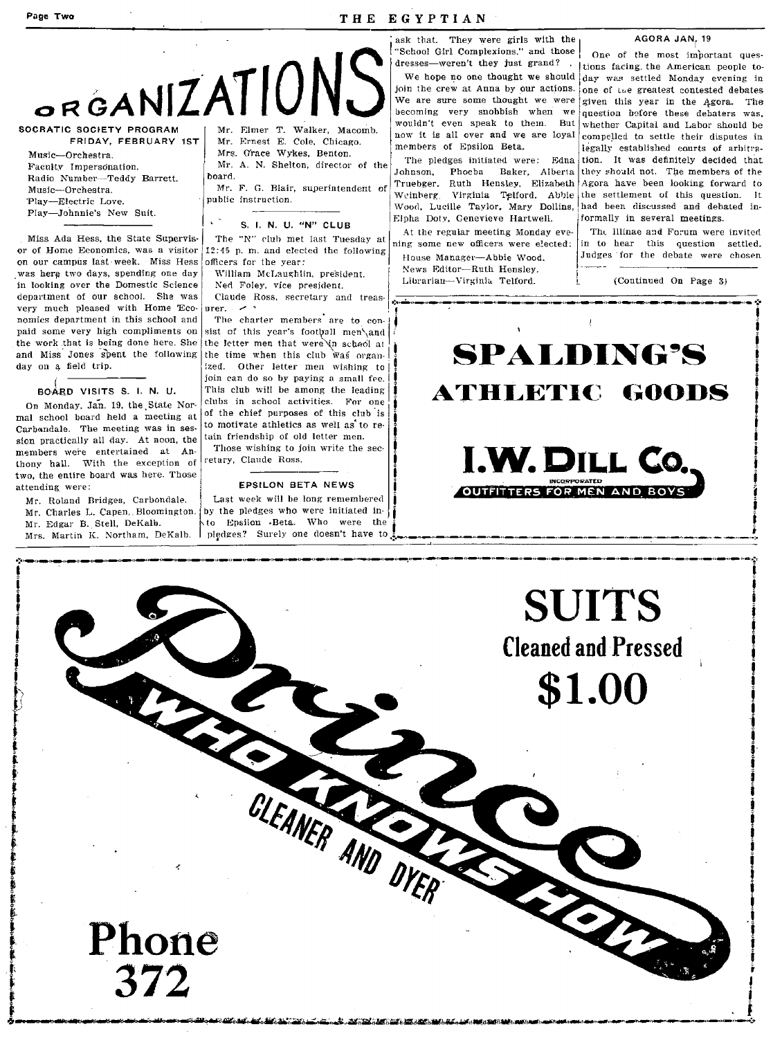# ORGANIZATIONS

### SOCRATIC SOCIETY PROGRAM

**FRIDAY, FEBRUARY 1ST**

Music—Orchestra.
Faculty Impersonation.
Radio Number—Teddy Barrett.
Music—Orchestra.
Play—Electric Love.
Play—Johnnie's New Suit.

---

Miss Ada Hess, the State Supervisor of Home Economics, was a visitor on our campus last week. Miss Hess was here two days, spending one day in looking over the Domestic Science department of our school. She was very much pleased with Home Economics department in this school and paid some very high compliments on the work that is being done here. She and Miss Jones spent the following day on a field trip.

### BOARD VISITS S. I. N. U.

On Monday, Jan. 19, the State Normal school board held a meeting at Carbondale. The meeting was in session practically all day. At noon, the members were entertained at Anthony hall. With the exception of two, the entire board was here. Those attending were:

Mr. Roland Bridges, Carbondale.
Mr. Charles L. Capen, Bloomington.
Mr. Edgar B. Stell, DeKalb.
Mrs. Martin K. Northam, DeKalb.
Mr. Elmer T. Walker, Macomb.
Mr. Ernest E. Cole, Chicago.
Mrs. Grace Wykes, Benton.
Mr. A. N. Shelton, director of the board.
Mr. F. G. Blair, superintendent of public instruction.

---

### S. I. N. U. "N" CLUB

The "N" club met last Tuesday at 12:45 p. m. and elected the following officers for the year:

William McLaughlin, president.
Ned Foley, vice president.
Claude Ross, secretary and treasurer.

The charter members are to consist of this year's football men and the letter men that were in school at the time when this club was organized. Other letter men wishing to join can do so by paying a small fee. This club will be among the leading clubs in school activities. For one of the chief purposes of this club is to motivate athletics as well as to retain friendship of old letter men.

Those wishing to join write the secretary, Claude Ross.

### EPSILON BETA NEWS

Last week will be long remembered by the pledges who were initiated into Epsilon Beta. Who were the pledges? Surely one doesn't have to ask that. They were girls with the "School Girl Complexions." and those dresses—weren't they just grand?

We hope no one thought we should join the crew at Anna by our actions. We are sure some thought we were becoming very snobbish when we wouldn't even speak to them. But now it is all over and we are loyal members of Epsilon Beta.

The pledges initiated were: Edna Johnson, Phoeba Baker, Alberta Truebger, Ruth Hensley, Elizabeth Weinberg, Virginia Telford, Abbie Wood, Lucille Taylor, Mary Dollins, Elpha Doty, Genevieve Hartwell.

At the regular meeting Monday evening some new officers were elected:

House Manager—Abbie Wood.
News Editor—Ruth Hensley.
Librarian—Virginia Telford.

### AGORA JAN. 19

One of the most important questions facing the American people today was settled Monday evening in one of the greatest contested debates given this year in the Agora. The question before these debaters was, whether Capital and Labor should be compelled to settle their disputes in legally established courts of arbitration. It was definitely decided that they should not. The members of the Agora have been looking forward to the settlement of this question. It had been discussed and debated informally in several meetings.

The Illinae and Forum were invited in to hear this question settled. Judges for the debate were chosen

(Continued On Page 3)

---

**SPALDING'S ATHLETIC GOODS**

**I. W. DILL CO.**
INCORPORATED
OUTFITTERS FOR MEN AND BOYS

---

**Prince WHO KNOWS HOW**
CLEANER AND DYER

**SUITS**
**Cleaned and Pressed**
**$1.00**

**Phone 372**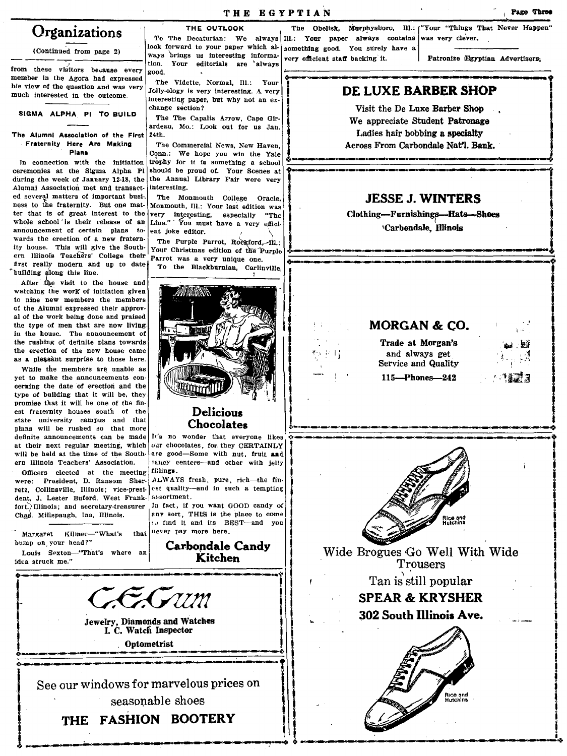# Organizations

(Continued from page 2)

from these visitors because every member in the Agora had expressed his view of the question and was very much interested in the outcome.

### SIGMA ALPHA PI TO BUILD

#### The Alumni Association of the First Fraternity Here Are Making Plans

In connection with the initiation ceremonies at the Sigma Alpha Pi during the week of January 12-18, the Alumni Association met and transacted several matters of important business to the fraternity. But one matter that is of great interest to the whole school is their release of an announcement of certain plans towards the erection of a new fraternity house. This will give the Southern Illinois Teachers' College their first really modern and up to date building along this line.

After the visit to the house and watching the work of initiation given to nine new members the members of the Alumni expressed their approval of the work being done and praised the type of men that are now living in the house. The announcement of the rushing of definite plans towards the erection of the new house came as a pleasant surprise to those here.

While the members are unable as yet to make the announcements concerning the date of erection and the type of building that it will be, they promise that it will be one of the finest fraternity houses south of the state university campus and that plans will be rushed so that more definite announcements can be made at their next regular meeting, which will be held at the time of the Southern Illinois Teachers' Association.

Officers elected at the meeting were: President, D. Ransom Sherretz, Collinsville, Illinois; vice-president, J. Lester Buford, West Frankfort, Illinois; and secretary-treasurer Chas. Millspaugh, Ina, Illinois.

Margaret Kilmer—"What's that bump on your head?"

Louis Sexton—"That's where an idea struck me."

---

**C. E. Crum**

**Jewelry, Diamonds and Watches**
**I. C. Watch Inspector**

**Optometrist**

---

See our windows for marvelous prices on seasonable shoes

**THE FASHION BOOTERY**

---

### THE OUTLOOK

To The Decaturian: We always look forward to your paper which always brings us interesting information. Your editorials are always good.

The Vidette, Normal, Ill.: Your Jolly-ology is very interesting. A very interesting paper, but why not an exchange section?

The The Capalia Arrow, Cape Girardeau, Mo.: Look out for us Jan. 24th.

The Commercial News, New Haven, Conn.: We hope you win the Yale trophy for it is something a school should be proud of. Your Scenes at the Annual Library Fair were very interesting.

The Monmouth College Oracle, Monmouth, Ill.: Your last edition was very interesting, especially "The Line." You must have a very efficient joke editor.

The Purple Parrot, Rockford, Ill.: Your Christmas edition of the Purple Parrot was a very unique one.

To the Blackburnian, Carlinville, Ill.: Your paper always contains something good. You surely have a very efficient staff backing it.

The Obelisk, Murphysboro, Ill.: "Your "Things That Never Happen" was very clever.

Patronize Egyptian Advertisers.

---

## Delicious Chocolates

It's no wonder that everyone likes our chocolates, for they CERTAINLY are good—Some with nut, fruit and fancy centers—and other with jelly fillings.

ALWAYS fresh, pure, rich—the finest quality—and in such a tempting assortment.

In fact, if you want GOOD candy of any sort, THIS is the place to come to find it and its BEST—and you never pay more here.

**Carbondale Candy Kitchen**

---

## DE LUXE BARBER SHOP

**Visit the De Luxe Barber Shop**
**We appreciate Student Patronage**
**Ladies hair bobbing a specialty**
**Across From Carbondale Nat'l. Bank.**

---

## JESSE J. WINTERS

**Clothing—Furnishings—Hats—Shoes**
**Carbondale, Illinois**

---

## MORGAN & CO.

**Trade at Morgan's**
**and always get**
**Service and Quality**

**115—Phones—242**

---

Rice and Hutchins

Wide Brogues Go Well With Wide Trousers

Tan is still popular

**SPEAR & KRYSHER**

**302 South Illinois Ave.**

Rice and Hutchins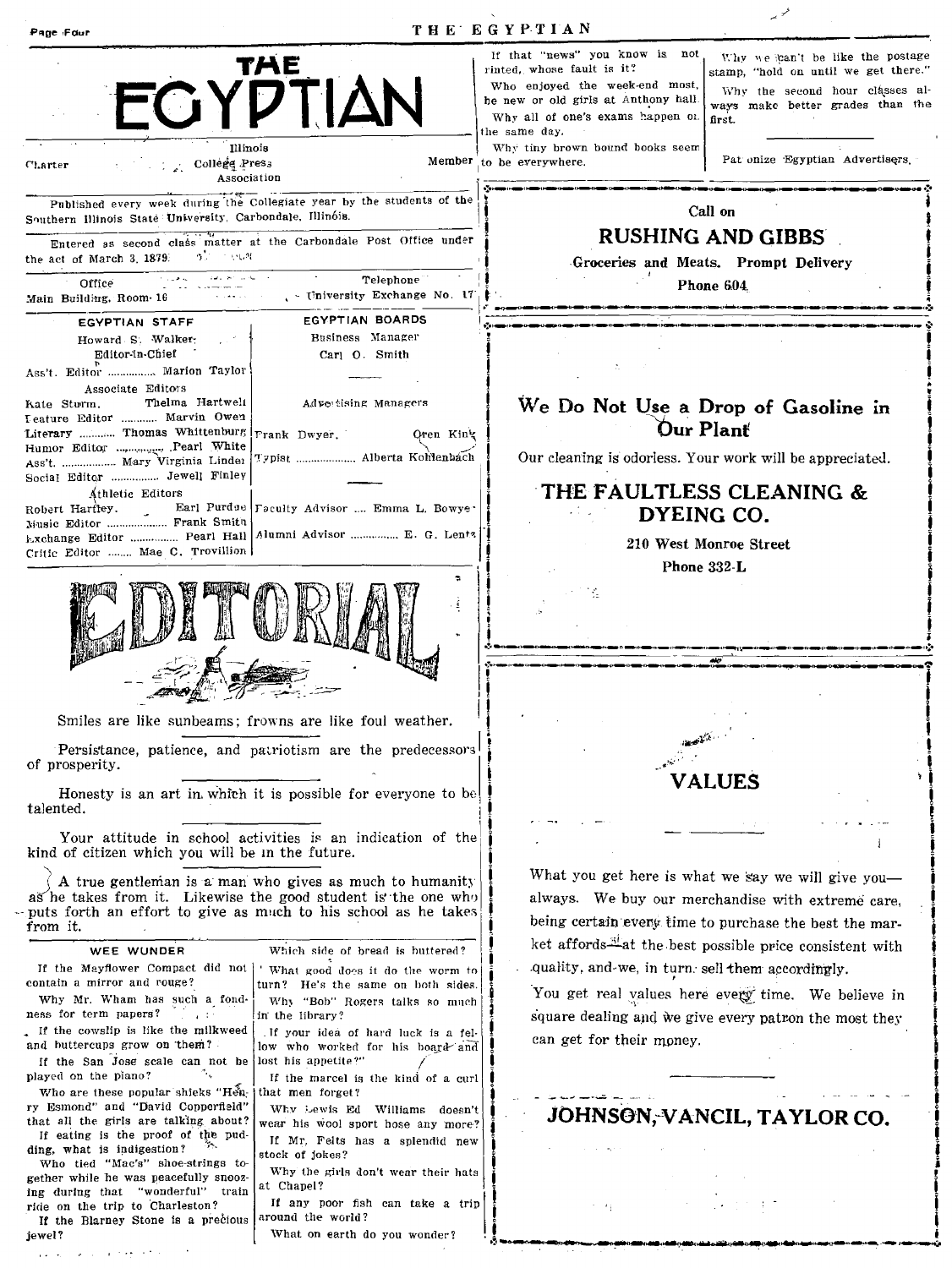# THE EGYPTIAN

Charter — Illinois College Press Association — Member

Published every week during the Collegiate year by the students of the Southern Illinois State University, Carbondale, Illinois.

Entered as second class matter at the Carbondale Post Office under the act of March 3, 1879.

Office: Main Building, Room 16

Telephone: University Exchange No. 17

| EGYPTIAN STAFF | EGYPTIAN BOARDS |
|---|---|
| Howard S. Walker, Editor-in-Chief | Business Manager: Carl O. Smith |
| Ass't. Editor ............... Marion Taylor | |
| Associate Editors: Kate Sturm, Thelma Hartwell | Advertising Managers |
| Feature Editor ............ Marvin Owen | |
| Literary ............ Thomas Whittenburg | Frank Dwyer, Oren King |
| Humor Editor ............. Pearl White | |
| Ass't. ................ Mary Virginia Linder | Typist .................. Alberta Kohlenbach |
| Social Editor ................ Jewell Finley | |
| Athletic Editors: Robert Hartley, Earl Purdue | Faculty Advisor .... Emma L. Bowyer |
| Music Editor .................... Frank Smith | |
| Exchange Editor ............... Pearl Hall | Alumni Advisor ............... E. G. Lentz |
| Critic Editor ........ Mae C. Trovillion | |

## EDITORIAL

Smiles are like sunbeams; frowns are like foul weather.

---

Persistance, patience, and patriotism are the predecessors of prosperity.

---

Honesty is an art in which it is possible for everyone to be talented.

---

Your attitude in school activities is an indication of the kind of citizen which you will be in the future.

---

A true gentleman is a man who gives as much to humanity as he takes from it. Likewise the good student is the one who puts forth an effort to give as much to his school as he takes from it.

### WEE WUNDER

If the Mayflower Compact did not contain a mirror and rouge?

Why Mr. Wham has such a fondness for term papers?

If the cowslip is like the milkweed and buttercups grow on them?

If the San Jose scale can not be played on the piano?

Who are these popular shieks "Henry Esmond" and "David Copperfield" that all the girls are talking about?

If eating is the proof of the pudding, what is indigestion?

Who tied "Mac's" shoe-strings together while he was peacefully snoozing during that "wonderful" train ride on the trip to Charleston?

If the Blarney Stone is a precious jewel?

Which side of bread is buttered?

What good does it do the worm to turn? He's the same on both sides.

Why "Bob" Rogers talks so much in the library?

If your idea of hard luck is a fellow who worked for his board and lost his appetite?

If the marcel is the kind of a curl that men forget?

Why Lewis Ed Williams doesn't wear his wool sport hose any more?

If Mr. Felts has a splendid new stock of jokes?

Why the girls don't wear their hats at Chapel?

If any poor fish can take a trip around the world?

What on earth do you wonder?

If that "news" you know is not printed, whose fault is it?

Who enjoyed the week-end most, the new or old girls at Anthony hall.

Why all of one's exams happen on the same day.

Why tiny brown bound books seem to be everywhere.

Why we can't be like the postage stamp, "hold on until we get there."

Why the second hour classes always make better grades than the first.

---

Patronize Egyptian Advertisers.

---

Call on

**RUSHING AND GIBBS**

Groceries and Meats. Prompt Delivery

Phone 604

---

**We Do Not Use a Drop of Gasoline in Our Plant**

Our cleaning is odorless. Your work will be appreciated.

**THE FAULTLESS CLEANING & DYEING CO.**

210 West Monroe Street

Phone 332-L

---

**VALUES**

What you get here is what we say we will give you—always. We buy our merchandise with extreme care, being certain every time to purchase the best the market affords—at the best possible price consistent with quality, and we, in turn, sell them accordingly.

You get real values here every time. We believe in square dealing and we give every patron the most they can get for their money.

**JOHNSON, VANCIL, TAYLOR CO.**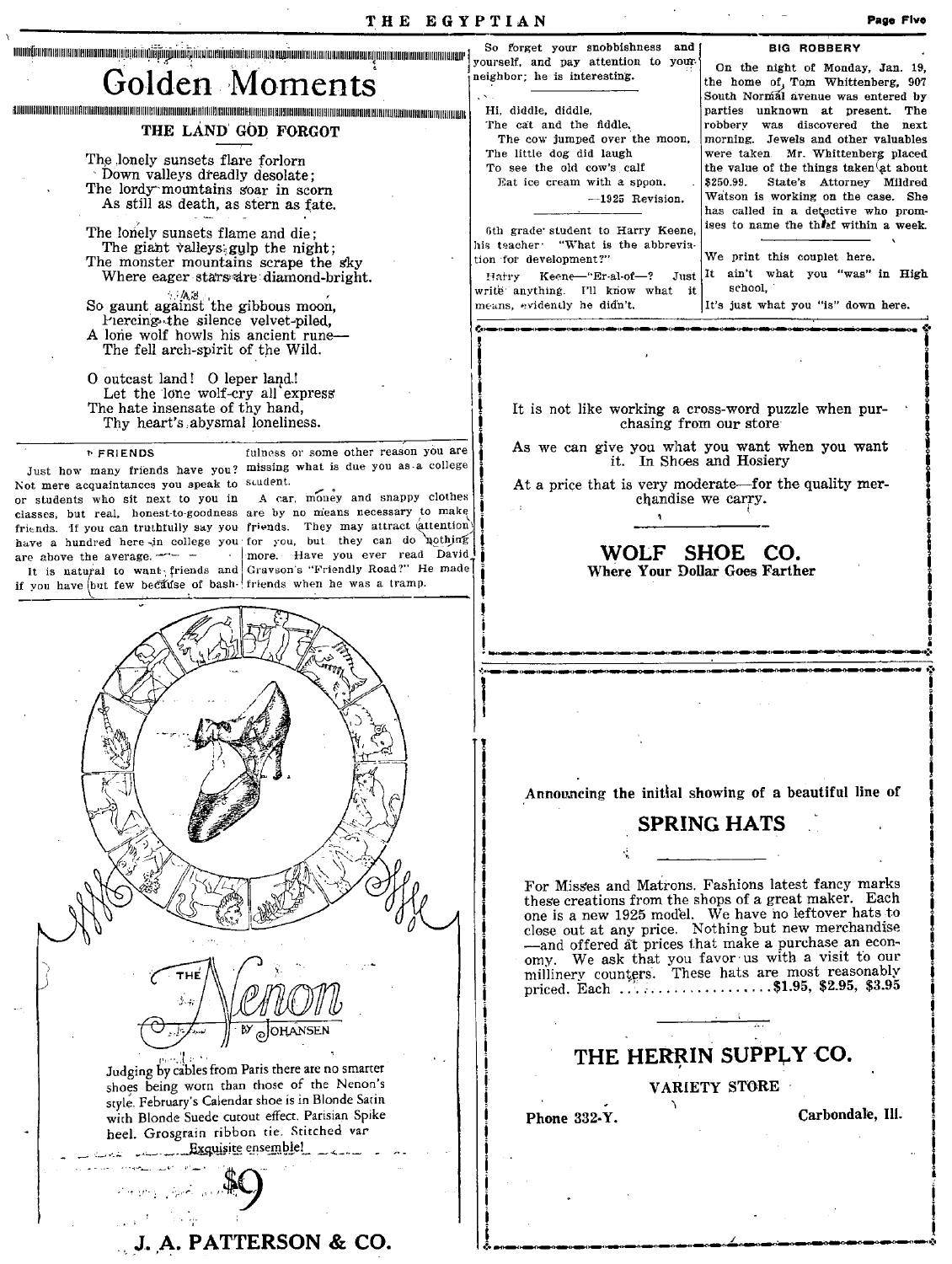# Golden Moments

## THE LAND GOD FORGOT

The lonely sunsets flare forlorn
 Down valleys dreadly desolate;
The lordy mountains soar in scorn
 As still as death, as stern as fate.

The lonely sunsets flame and die;
 The giant valleys gulp the night;
The monster mountains scrape the sky
 Where eager stars are diamond-bright.

So gaunt against the gibbous moon,
 Piercing the silence velvet-piled,
A lone wolf howls his ancient rune—
 The fell arch-spirit of the Wild.

O outcast land! O leper land!
 Let the lone wolf-cry all express
The hate insensate of thy hand,
 Thy heart's abysmal loneliness.

### FRIENDS

Just how many friends have you? Not mere acquaintances you speak to or students who sit next to you in classes, but real, honest-to-goodness friends. If you can truthfully say you have a hundred here in college you are above the average.

It is natural to want friends and if you have but few because of bashfulness or some other reason you are missing what is due you as a college student.

A car, money and snappy clothes are by no means necessary to make friends. They may attract attention for you, but they can do nothing more. Have you ever read David Grayson's "Friendly Road?" He made friends when he was a tramp.

So forget your snobbishness and yourself, and pay attention to your neighbor; he is interesting.

---

Hi, diddle, diddle,
The cat and the fiddle,
 The cow jumped over the moon,
The little dog did laugh
To see the old cow's calf
 Eat ice cream with a spoon.

—1925 Revision.

---

6th grade student to Harry Keene, his teacher: "What is the abbreviation for development?"

Harry Keene—"Er-al-of—? Just write anything. I'll know what it means, evidently he didn't.

### BIG ROBBERY

On the night of Monday, Jan. 19, the home of Tom Whittenberg, 907 South Normal avenue was entered by parties unknown at present. The robbery was discovered the next morning. Jewels and other valuables were taken. Mr. Whittenberg placed the value of the things taken at about $250.99. State's Attorney Mildred Watson is working on the case. She has called in a detective who promises to name the thief within a week.

---

We print this couplet here.
It ain't what you "was" in High school,
It's just what you "is" down here.

---

THE Nenon BY JOHANSEN

Judging by cables from Paris there are no smarter shoes being worn than those of the Nenon's style. February's Calendar shoe is in Blonde Satin with Blonde Suede cutout effect. Parisian Spike heel. Grosgrain ribbon tie. Stitched var Exquisite ensemble!

$9

**J. A. PATTERSON & CO.**

---

It is not like working a cross-word puzzle when purchasing from our store

As we can give you what you want when you want it. In Shoes and Hosiery

At a price that is very moderate—for the quality merchandise we carry.

**WOLF SHOE CO.**
**Where Your Dollar Goes Farther**

---

Announcing the initial showing of a beautiful line of

**SPRING HATS**

For Misses and Matrons. Fashions latest fancy marks these creations from the shops of a great maker. Each one is a new 1925 model. We have no leftover hats to close out at any price. Nothing but new merchandise—and offered at prices that make a purchase an economy. We ask that you favor us with a visit to our millinery counters. These hats are most reasonably priced. Each ....................$1.95, $2.95, $3.95

**THE HERRIN SUPPLY CO.**

**VARIETY STORE**

**Phone 332-Y.** **Carbondale, Ill.**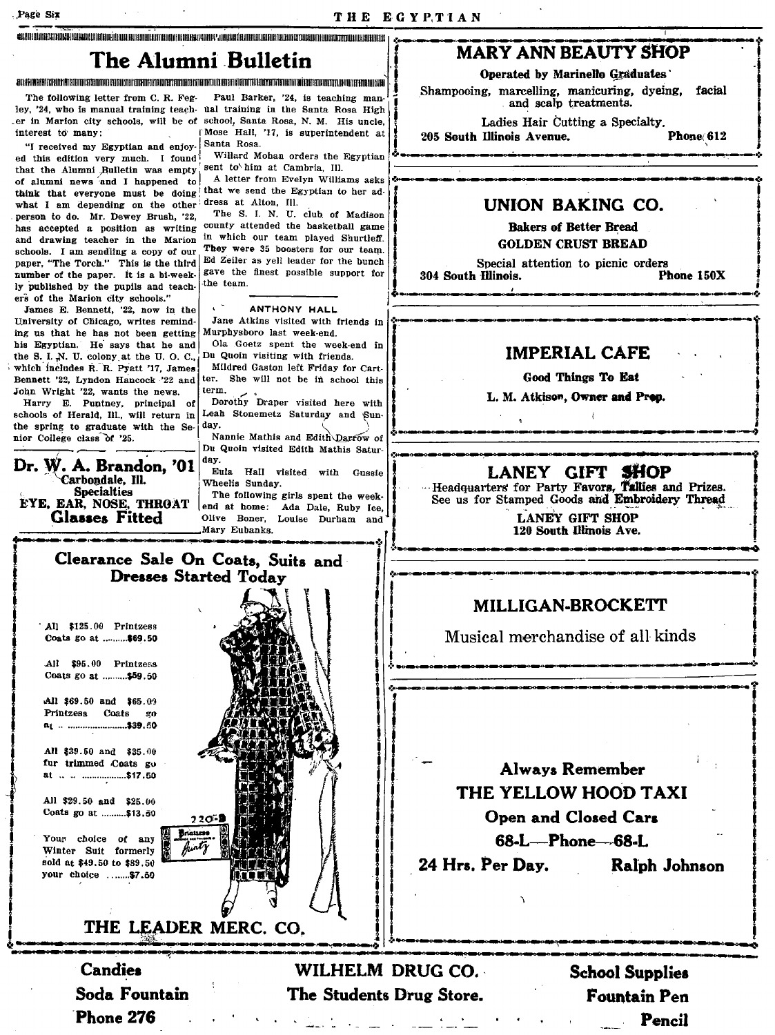# The Alumni Bulletin

The following letter from C. R. Fegley, '24, who is manual training teacher in Marion city schools, will be of interest to many:

"I received my Egyptian and enjoyed this edition very much. I found that the Alumni Bulletin was empty of alumni news and I happened to think that everyone must be doing what I am depending on the other person to do. Mr. Dewey Brush, '22, has accepted a position as writing and drawing teacher in the Marion schools. I am sending a copy of our paper, "The Torch." This is the third number of the paper. It is a bi-weekly published by the pupils and teachers of the Marion city schools."

James E. Bennett, '22, now in the University of Chicago, writes reminding us that he has not been getting his Egyptian. He says that he and the S. I. N. U. colony at the U. O. C., which includes R. R. Pyatt '17, James Bennett '22, Lyndon Hancock '22 and John Wright '22, wants the news.

Harry E. Puntney, principal of schools of Herald, Ill., will return in the spring to graduate with the Senior College class of '25.

Paul Barker, '24, is teaching manual training in the Santa Rosa High school, Santa Rosa, N. M. His uncle, Mose Hall, '17, is superintendent at Santa Rosa.

Willard Mohan orders the Egyptian sent to him at Cambria, Ill.

A letter from Evelyn Williams asks that we send the Egyptian to her address at Alton, Ill.

The S. I. N. U. club of Madison county attended the basketball game in which our team played Shurtleff. They were 35 boosters for our team. Ed Zeiler as yell leader for the bunch gave the finest possible support for the team.

### ANTHONY HALL

Jane Atkins visited with friends in Murphysboro last week-end.

Ola Goetz spent the week-end in Du Quoin visiting with friends.

Mildred Gaston left Friday for Carter. She will not be in school this term.

Dorothy Draper visited here with Leah Stonemetz Saturday and Sunday.

Nannie Mathis and Edith Darrow of Du Quoin visited Edith Mathis Saturday.

Eula Hall visited with Gussie Wheelis Sunday.

The following girls spent the week-end at home: Ada Dale, Ruby Ice, Olive Boner, Louise Durham and Mary Eubanks.

---

**Dr. W. A. Brandon, '01**
Carbondale, Ill.
Specialties
EYE, EAR, NOSE, THROAT
**Glasses Fitted**

---

## Clearance Sale On Coats, Suits and Dresses Started Today

All $125.00 Printzess Coats go at ........$69.50

All $95.00 Printzess Coats go at ........$59.50

All $69.50 and $65.00 Printzess Coats go at ........................$39.50

All $39.50 and $35.00 fur trimmed Coats go at ....................$17.50

All $29.50 and $25.00 Coats go at ..........$13.50

Your choice of any Winter Suit formerly sold at $49.50 to $89.50 your choice ........$7.50

**THE LEADER MERC. CO.**

---

## MARY ANN BEAUTY SHOP

**Operated by Marinello Graduates**

Shampooing, marcelling, manicuring, dyeing, facial and scalp treatments.

Ladies Hair Cutting a Specialty.

**205 South Illinois Avenue. Phone 612**

---

## UNION BAKING CO.

**Bakers of Better Bread**

**GOLDEN CRUST BREAD**

Special attention to picnic orders

**304 South Illinois. Phone 150X**

---

## IMPERIAL CAFE

**Good Things To Eat**

**L. M. Atkison, Owner and Prop.**

---

## LANEY GIFT SHOP

Headquarters for Party Favors, Tallies and Prizes. See us for Stamped Goods and Embroidery Thread

**LANEY GIFT SHOP**
**120 South Illinois Ave.**

---

## MILLIGAN-BROCKETT

Musical merchandise of all kinds

---

**Always Remember**

**THE YELLOW HOOD TAXI**

**Open and Closed Cars**

**68-L—Phone—68-L**

**24 Hrs. Per Day. Ralph Johnson**

---

**Candies**
**Soda Fountain**
**Phone 276**

**WILHELM DRUG CO.**
**The Students Drug Store.**

**School Supplies**
**Fountain Pen**
**Pencil**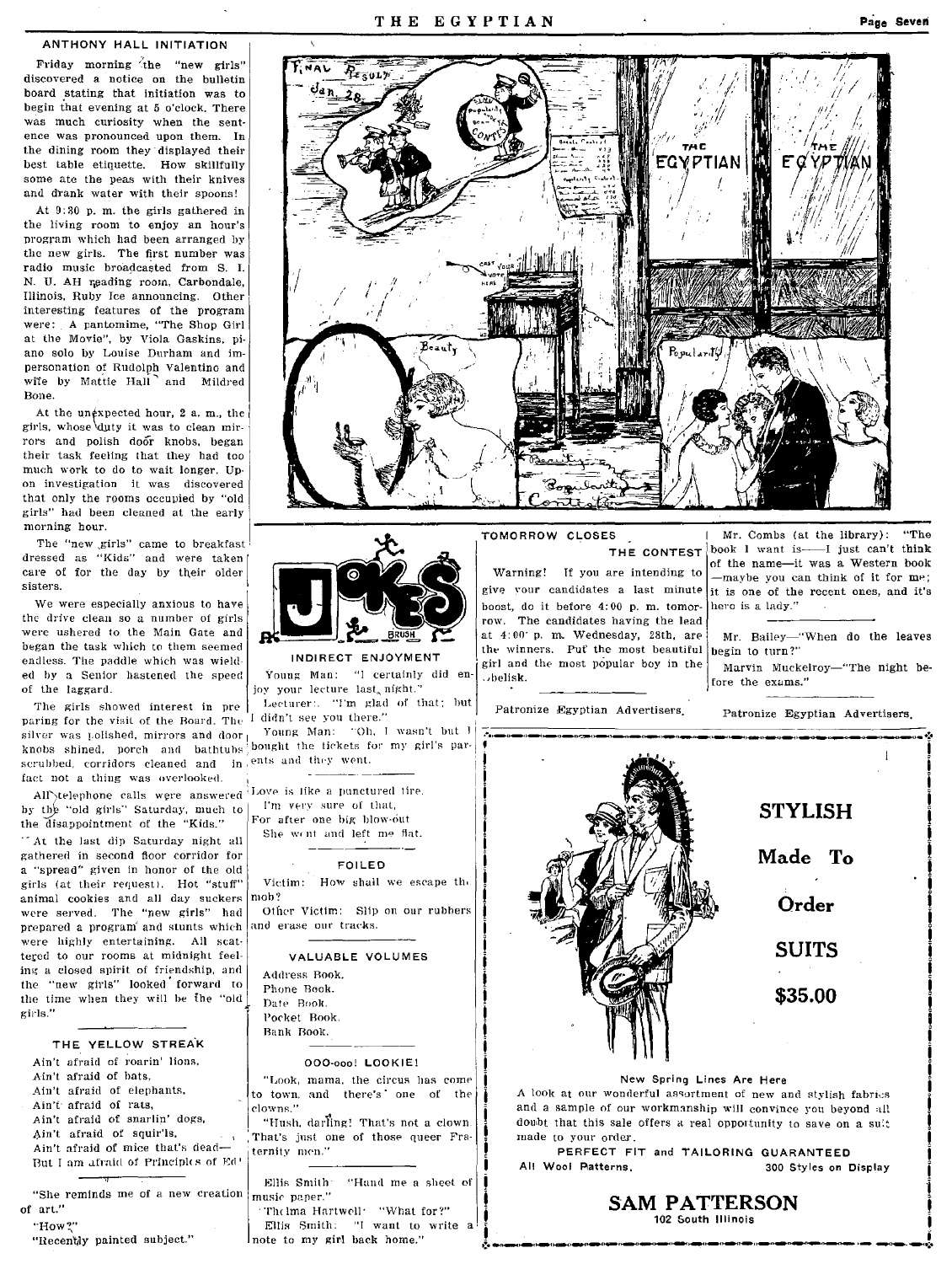## ANTHONY HALL INITIATION

Friday morning the "new girls" discovered a notice on the bulletin board stating that initiation was to begin that evening at 5 o'clock. There was much curiosity when the sentence was pronounced upon them. In the dining room they displayed their best table etiquette. How skillfully some ate the peas with their knives and drank water with their spoons!

At 9:30 p. m. the girls gathered in the living room to enjoy an hour's program which had been arranged by the new girls. The first number was radio music broadcasted from S. I. N. U. AH reading room, Carbondale, Illinois, Ruby Ice announcing. Other interesting features of the program were: A pantomime, "The Shop Girl at the Movie", by Viola Gaskins, piano solo by Louise Durham and impersonation of Rudolph Valentino and wife by Mattie Hall and Mildred Bone.

At the unexpected hour, 2 a. m., the girls, whose duty it was to clean mirrors and polish door knobs, began their task feeling that they had too much work to do to wait longer. Upon investigation it was discovered that only the rooms occupied by "old girls" had been cleaned at the early morning hour.

The "new girls" came to breakfast dressed as "Kids" and were taken care of for the day by their older sisters.

We were especially anxious to have the drive clean so a number of girls were ushered to the Main Gate and began the task which to them seemed endless. The paddle which was wielded by a Senior hastened the speed of the laggard.

The girls showed interest in preparing for the visit of the Board. The silver was polished, mirrors and door knobs shined, porch and bathtubs scrubbed, corridors cleaned and in fact not a thing was overlooked.

All telephone calls were answered by the "old girls" Saturday, much to the disappointment of the "Kids."

At the last dip Saturday night all gathered in second floor corridor for a "spread" given in honor of the old girls (at their request). Hot "stuff" animal cookies and all day suckers were served. The "new girls" had prepared a program and stunts which were highly entertaining. All scattered to our rooms at midnight feeling a closed spirit of friendship, and the "new girls" looked forward to the time when they will be the "old girls."

## THE YELLOW STREAK

Ain't afraid of roarin' lions,
Ain't afraid of bats,
Ain't afraid of elephants,
Ain't afraid of rats,
Ain't afraid of snarlin' dogs,
Ain't afraid of squir'ls,
Ain't afraid of mice that's dead—
But I am afraid of Principles of Ed'

"She reminds me of a new creation of art."

"How?"

"Recently painted subject."

## JOKES

### INDIRECT ENJOYMENT

Young Man: "I certainly did enjoy your lecture last night."

Lecturer: "I'm glad of that; but I didn't see you there."

Young Man: "Oh, I wasn't but I bought the tickets for my girl's parents and they went.

Love is like a punctured tire.
I'm very sure of that,
For after one big blow-out
She went and left me flat.

### FOILED

Victim: How shall we escape the mob?

Other Victim: Slip on our rubbers and erase our tracks.

### VALUABLE VOLUMES

Address Book.
Phone Book.
Date Book.
Pocket Book.
Bank Book.

### OOO-ooo! LOOKIE!

"Look, mama, the circus has come to town, and there's one of the clowns."

"Hush, darling! That's not a clown. That's just one of those queer Fraternity men."

Ellis Smith: "Hand me a sheet of music paper."

Thelma Hartwell: "What for?"

Ellis Smith: "I want to write a note to my girl back home."

## TOMORROW CLOSES THE CONTEST

Warning! If you are intending to give your candidates a last minute boost, do it before 4:00 p. m. tomorrow. The candidates having the lead at 4:00 p. m. Wednesday, 28th, are the winners. Put the most beautiful girl and the most popular boy in the obelisk.

Patronize Egyptian Advertisers.

Mr. Combs (at the library): "The book I want is—I just can't think of the name—it was a Western book—maybe you can think of it for me; it is one of the recent ones, and it's hero is a lady."

Mr. Bailey—"When do the leaves begin to turn?"

Marvin Muckelroy—"The night before the exams."

Patronize Egyptian Advertisers.

**STYLISH**

**Made To**

**Order**

**SUITS**

**$35.00**

New Spring Lines Are Here

A look at our wonderful assortment of new and stylish fabrics and a sample of our workmanship will convince you beyond all doubt that this sale offers a real opportunity to save on a suit made to your order.

PERFECT FIT and TAILORING GUARANTEED

All Wool Patterns. 300 Styles on Display

**SAM PATTERSON**
102 South Illinois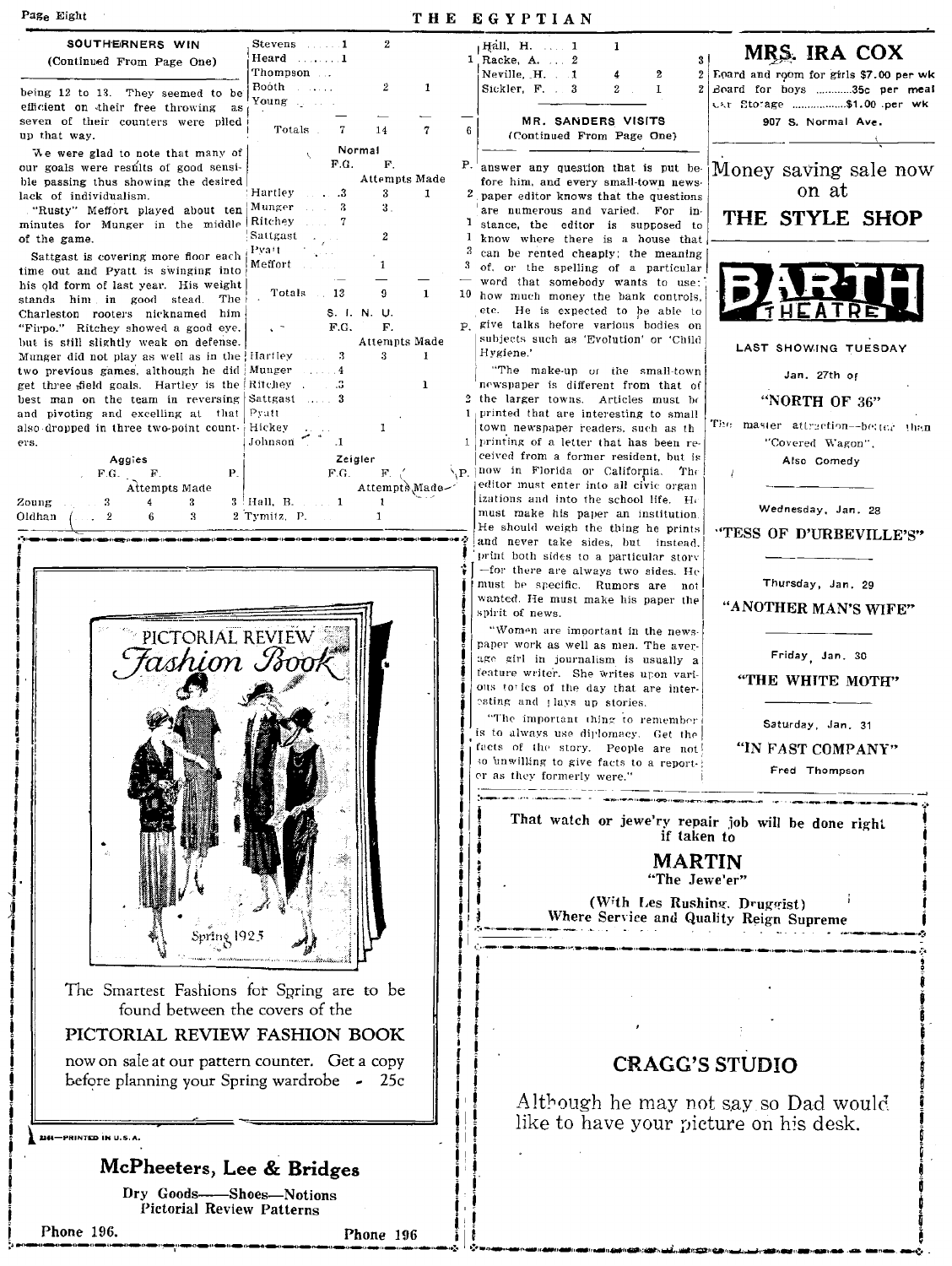### SOUTHERNERS WIN

(Continued From Page One)

being 12 to 13. They seemed to be efficient on their free throwing as seven of their counters were piled up that way.

We were glad to note that many of our goals were results of good sensible passing thus showing the desired lack of individualism.

"Rusty" Meffort played about ten minutes for Munger in the middle of the game.

Sattgast is covering more floor each time out and Pyatt is swinging into his old form of last year. His weight stands him in good stead. The Charleston rooters nicknamed him "Firpo." Ritchey showed a good eye, but is still slightly weak on defense. Munger did not play as well as in the two previous games, although he did get three field goals. Hartley is the best man on the team in reversing and pivoting and excelling at that also dropped in three two-point counters.

**Aggies**

| | F.G. | F. Attempts Made | | P. |
|---|---|---|---|---|
| Zoung | 3 | 4 | 3 | 3 |
| Oldham | 2 | 6 | 3 | 2 |
| Stevens | 1 | 2 | | |
| Heard | 1 | | | 1 |
| Thompson | | | | |
| Booth | | 2 | 1 | |
| Young | | | | |
| Totals | 7 | 14 | 7 | 6 |

**Normal**

| | F.G. | F. Attempts Made | | P. |
|---|---|---|---|---|
| Hartley | 3 | 3 | 1 | 2 |
| Munger | 3 | 3 | | |
| Ritchey | 7 | | | 1 |
| Sattgast | | 2 | | 1 |
| Pyatt | | | | 3 |
| Meffort | | 1 | | 3 |
| Totals | 13 | 9 | 1 | 10 |

**S. I. N. U.**

| | F.G. | F. Attempts Made | | P. |
|---|---|---|---|---|
| Hartley | 3 | 3 | 1 | |
| Munger | 4 | | | |
| Ritchey | 3 | | 1 | |
| Sattgast | 3 | | | 2 |
| Pyatt | | | | 1 |
| Hickey | | 1 | | |
| Johnson | 1 | | | 1 |

**Zeigler**

| | F.G. | F. Attempts Made | | P. |
|---|---|---|---|---|
| Hall, B. | 1 | 1 | | |
| Tymitz, P. | | 1 | | |
| Hall, H. | 1 | 1 | | |
| Racke, A. | 2 | | | 3 |
| Neville, H. | 1 | 4 | 2 | 2 |
| Sickler, F. | 3 | 2 | 1 | 2 |

### MR. SANDERS VISITS

(Continued From Page One)

answer any question that is put before him, and every small-town newspaper editor knows that the questions are numerous and varied. For instance, the editor is supposed to know where there is a house that can be rented cheaply; the meaning of, or the spelling of a particular word that somebody wants to use; how much money the bank controls, etc. He is expected to be able to give talks before various bodies on subjects such as 'Evolution' or 'Child Hygiene.'

"The make-up of the small-town newspaper is different from that of the larger towns. Articles must be printed that are interesting to small town newspaper readers, such as th printing of a letter that has been received from a former resident, but is now in Florida or California. The editor must enter into all civic organizations and into the school life. He must make his paper an institution. He should weigh the thing he prints and never take sides, but instead, print both sides to a particular story —for there are always two sides. He must be specific. Rumors are not wanted. He must make his paper the spirit of news.

"Women are important in the newspaper work as well as men. The average girl in journalism is usually a feature writer. She writes upon various topics of the day that are interesting and plays up stories.

"The important thing to remember is to always use diplomacy. Get the facts of the story. People are not so unwilling to give facts to a reporter as they formerly were."

---

**MRS. IRA COX**

Board and room for girls $7.00 per wk
Board for boys ............35c per meal
Car Storage ..................$1.00 per wk

907 S. Normal Ave.

---

Money saving sale now on at

**THE STYLE SHOP**

---

**BARTH THEATRE**

LAST SHOWING TUESDAY

Jan. 27th of

**"NORTH OF 36"**

The master attraction—better than "Covered Wagon".

Also Comedy

Wednesday, Jan. 28

**"TESS OF D'URBEVILLE'S"**

Thursday, Jan. 29

**"ANOTHER MAN'S WIFE"**

Friday, Jan. 30

**"THE WHITE MOTH"**

Saturday, Jan. 31

**"IN FAST COMPANY"**

Fred Thompson

---

PICTORIAL REVIEW Fashion Book

Spring 1925

The Smartest Fashions for Spring are to be found between the covers of the

**PICTORIAL REVIEW FASHION BOOK**

now on sale at our pattern counter. Get a copy before planning your Spring wardrobe - 25c

**McPheeters, Lee & Bridges**

Dry Goods—Shoes—Notions
Pictorial Review Patterns

Phone 196. Phone 196

---

That watch or jewe'ry repair job will be done right if taken to

**MARTIN**

"The Jewe'er"

(With Les Rushing, Druggist)
Where Service and Quality Reign Supreme

---

**CRAGG'S STUDIO**

Although he may not say so Dad would like to have your picture on his desk.